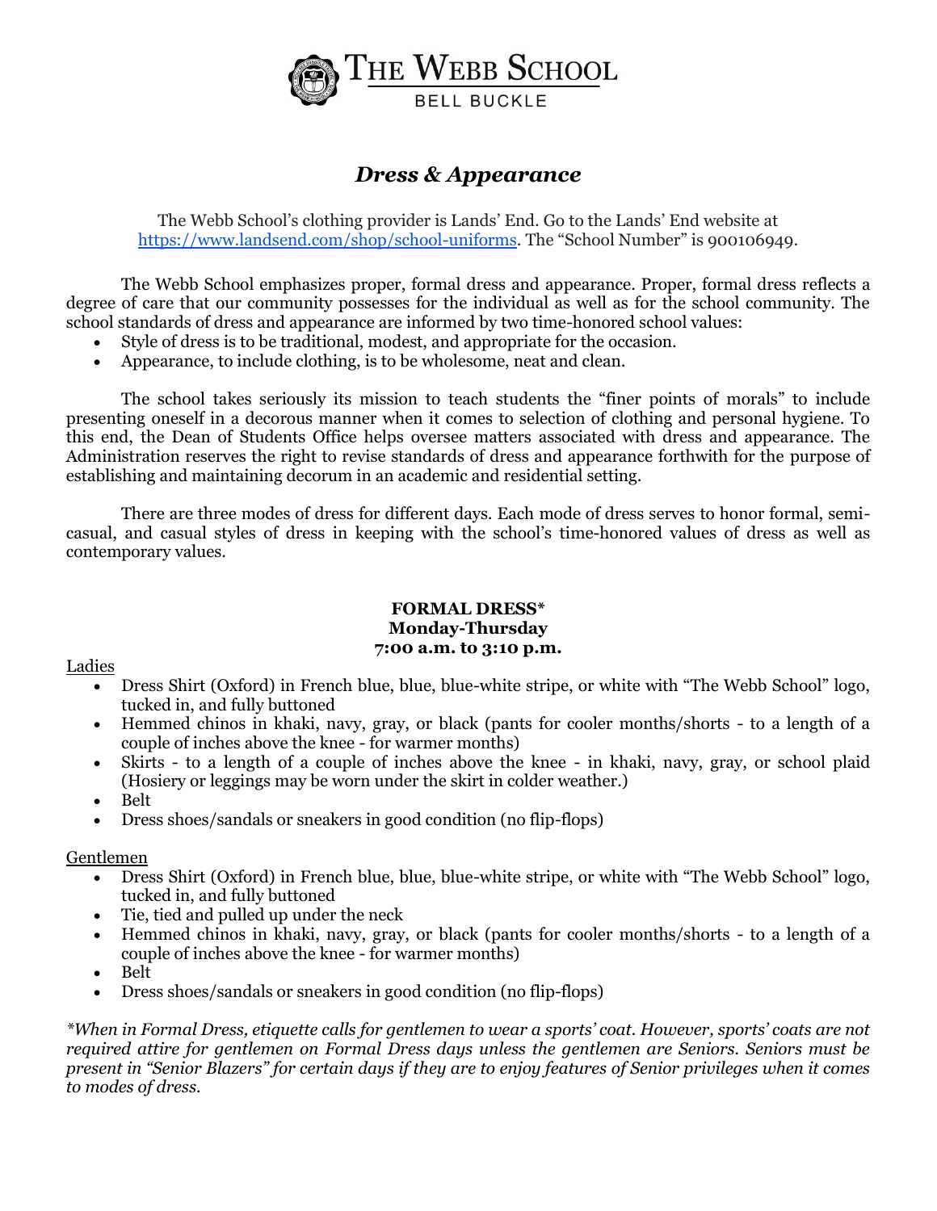# The Webb School

BELL BUCKLE

## *Dress & Appearance*

The Webb School's clothing provider is Lands' End. Go to the Lands' End website at https://www.landsend.com/shop/school-uniforms. The "School Number" is 900106949.

The Webb School emphasizes proper, formal dress and appearance. Proper, formal dress reflects a degree of care that our community possesses for the individual as well as for the school community. The school standards of dress and appearance are informed by two time-honored school values:

- Style of dress is to be traditional, modest, and appropriate for the occasion.
- Appearance, to include clothing, is to be wholesome, neat and clean.

The school takes seriously its mission to teach students the "finer points of morals" to include presenting oneself in a decorous manner when it comes to selection of clothing and personal hygiene. To this end, the Dean of Students Office helps oversee matters associated with dress and appearance. The Administration reserves the right to revise standards of dress and appearance forthwith for the purpose of establishing and maintaining decorum in an academic and residential setting.

There are three modes of dress for different days. Each mode of dress serves to honor formal, semi-casual, and casual styles of dress in keeping with the school's time-honored values of dress as well as contemporary values.

### FORMAL DRESS*
### Monday-Thursday
### 7:00 a.m. to 3:10 p.m.

Ladies

- Dress Shirt (Oxford) in French blue, blue, blue-white stripe, or white with "The Webb School" logo, tucked in, and fully buttoned
- Hemmed chinos in khaki, navy, gray, or black (pants for cooler months/shorts - to a length of a couple of inches above the knee - for warmer months)
- Skirts - to a length of a couple of inches above the knee - in khaki, navy, gray, or school plaid (Hosiery or leggings may be worn under the skirt in colder weather.)
- Belt
- Dress shoes/sandals or sneakers in good condition (no flip-flops)

Gentlemen

- Dress Shirt (Oxford) in French blue, blue, blue-white stripe, or white with "The Webb School" logo, tucked in, and fully buttoned
- Tie, tied and pulled up under the neck
- Hemmed chinos in khaki, navy, gray, or black (pants for cooler months/shorts - to a length of a couple of inches above the knee - for warmer months)
- Belt
- Dress shoes/sandals or sneakers in good condition (no flip-flops)

*\*When in Formal Dress, etiquette calls for gentlemen to wear a sports' coat. However, sports' coats are not required attire for gentlemen on Formal Dress days unless the gentlemen are Seniors. Seniors must be present in "Senior Blazers" for certain days if they are to enjoy features of Senior privileges when it comes to modes of dress.*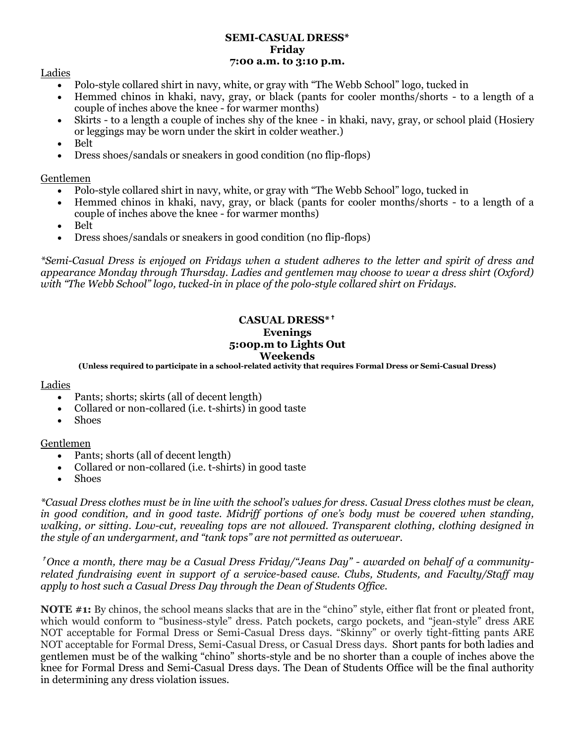**SEMI-CASUAL DRESS***
**Friday**
**7:00 a.m. to 3:10 p.m.**

Ladies

- Polo-style collared shirt in navy, white, or gray with "The Webb School" logo, tucked in
- Hemmed chinos in khaki, navy, gray, or black (pants for cooler months/shorts - to a length of a couple of inches above the knee - for warmer months)
- Skirts - to a length a couple of inches shy of the knee - in khaki, navy, gray, or school plaid (Hosiery or leggings may be worn under the skirt in colder weather.)
- Belt
- Dress shoes/sandals or sneakers in good condition (no flip-flops)

Gentlemen

- Polo-style collared shirt in navy, white, or gray with "The Webb School" logo, tucked in
- Hemmed chinos in khaki, navy, gray, or black (pants for cooler months/shorts - to a length of a couple of inches above the knee - for warmer months)
- Belt
- Dress shoes/sandals or sneakers in good condition (no flip-flops)

*\*Semi-Casual Dress is enjoyed on Fridays when a student adheres to the letter and spirit of dress and appearance Monday through Thursday. Ladies and gentlemen may choose to wear a dress shirt (Oxford) with "The Webb School" logo, tucked-in in place of the polo-style collared shirt on Fridays.*

**CASUAL DRESS* †**
**Evenings**
**5:00p.m to Lights Out**
**Weekends**
**(Unless required to participate in a school-related activity that requires Formal Dress or Semi-Casual Dress)**

Ladies

- Pants; shorts; skirts (all of decent length)
- Collared or non-collared (i.e. t-shirts) in good taste
- Shoes

Gentlemen

- Pants; shorts (all of decent length)
- Collared or non-collared (i.e. t-shirts) in good taste
- Shoes

*\*Casual Dress clothes must be in line with the school's values for dress. Casual Dress clothes must be clean, in good condition, and in good taste. Midriff portions of one's body must be covered when standing, walking, or sitting. Low-cut, revealing tops are not allowed. Transparent clothing, clothing designed in the style of an undergarment, and "tank tops" are not permitted as outerwear.*

*†Once a month, there may be a Casual Dress Friday/"Jeans Day" - awarded on behalf of a community-related fundraising event in support of a service-based cause. Clubs, Students, and Faculty/Staff may apply to host such a Casual Dress Day through the Dean of Students Office.*

**NOTE #1:** By chinos, the school means slacks that are in the "chino" style, either flat front or pleated front, which would conform to "business-style" dress. Patch pockets, cargo pockets, and "jean-style" dress ARE NOT acceptable for Formal Dress or Semi-Casual Dress days. "Skinny" or overly tight-fitting pants ARE NOT acceptable for Formal Dress, Semi-Casual Dress, or Casual Dress days. Short pants for both ladies and gentlemen must be of the walking "chino" shorts-style and be no shorter than a couple of inches above the knee for Formal Dress and Semi-Casual Dress days. The Dean of Students Office will be the final authority in determining any dress violation issues.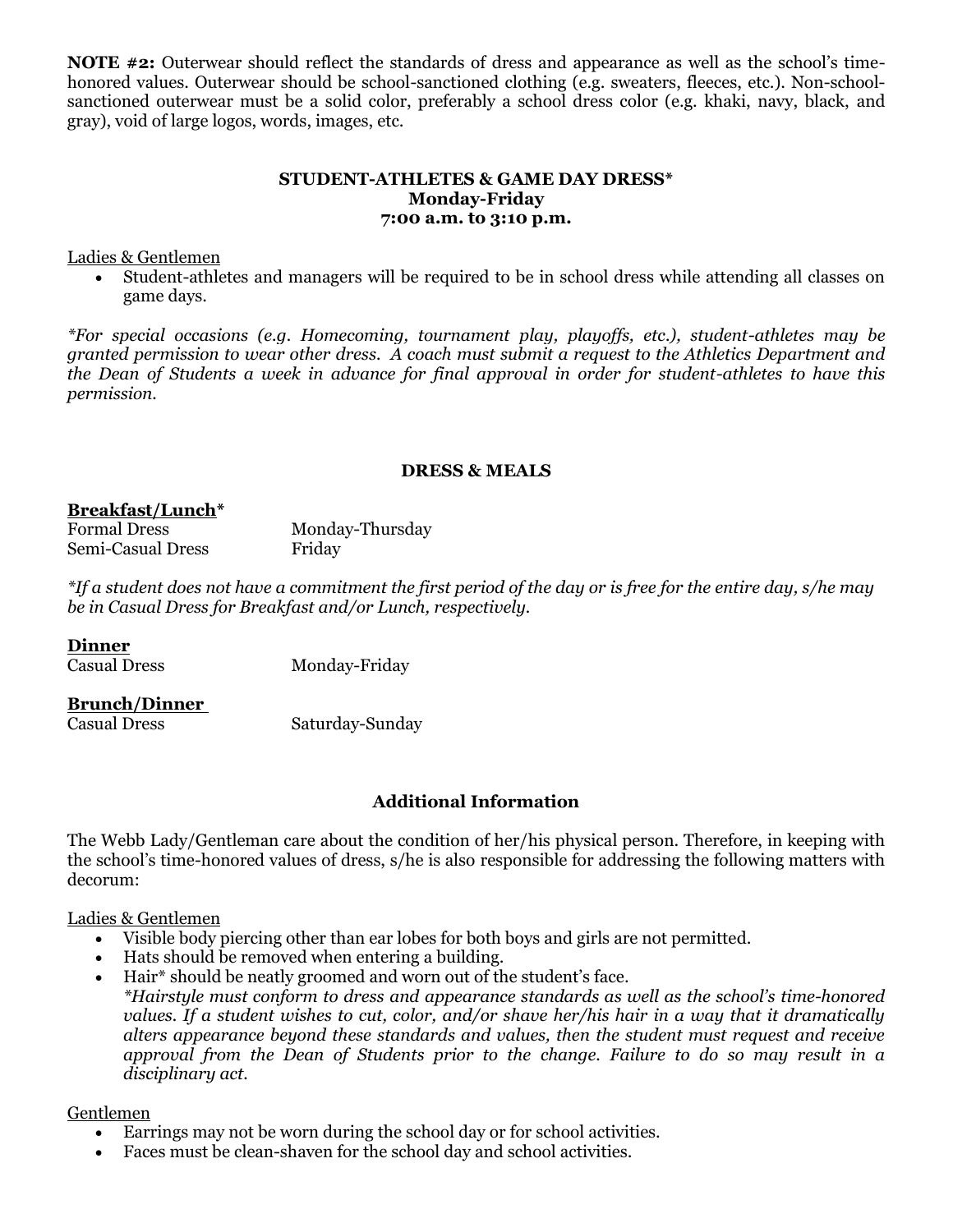**NOTE #2:** Outerwear should reflect the standards of dress and appearance as well as the school's time-honored values. Outerwear should be school-sanctioned clothing (e.g. sweaters, fleeces, etc.). Non-school-sanctioned outerwear must be a solid color, preferably a school dress color (e.g. khaki, navy, black, and gray), void of large logos, words, images, etc.

### STUDENT-ATHLETES & GAME DAY DRESS*
**Monday-Friday**
**7:00 a.m. to 3:10 p.m.**

Ladies & Gentlemen

- Student-athletes and managers will be required to be in school dress while attending all classes on game days.

*\*For special occasions (e.g. Homecoming, tournament play, playoffs, etc.), student-athletes may be granted permission to wear other dress. A coach must submit a request to the Athletics Department and the Dean of Students a week in advance for final approval in order for student-athletes to have this permission.*

### DRESS & MEALS

**Breakfast/Lunch***

| | |
|---|---|
| Formal Dress | Monday-Thursday |
| Semi-Casual Dress | Friday |

*\*If a student does not have a commitment the first period of the day or is free for the entire day, s/he may be in Casual Dress for Breakfast and/or Lunch, respectively.*

**Dinner**

| | |
|---|---|
| Casual Dress | Monday-Friday |

**Brunch/Dinner**

| | |
|---|---|
| Casual Dress | Saturday-Sunday |

### Additional Information

The Webb Lady/Gentleman care about the condition of her/his physical person. Therefore, in keeping with the school's time-honored values of dress, s/he is also responsible for addressing the following matters with decorum:

Ladies & Gentlemen

- Visible body piercing other than ear lobes for both boys and girls are not permitted.
- Hats should be removed when entering a building.
- Hair* should be neatly groomed and worn out of the student's face.
  *\*Hairstyle must conform to dress and appearance standards as well as the school's time-honored values. If a student wishes to cut, color, and/or shave her/his hair in a way that it dramatically alters appearance beyond these standards and values, then the student must request and receive approval from the Dean of Students prior to the change. Failure to do so may result in a disciplinary act.*

Gentlemen

- Earrings may not be worn during the school day or for school activities.
- Faces must be clean-shaven for the school day and school activities.